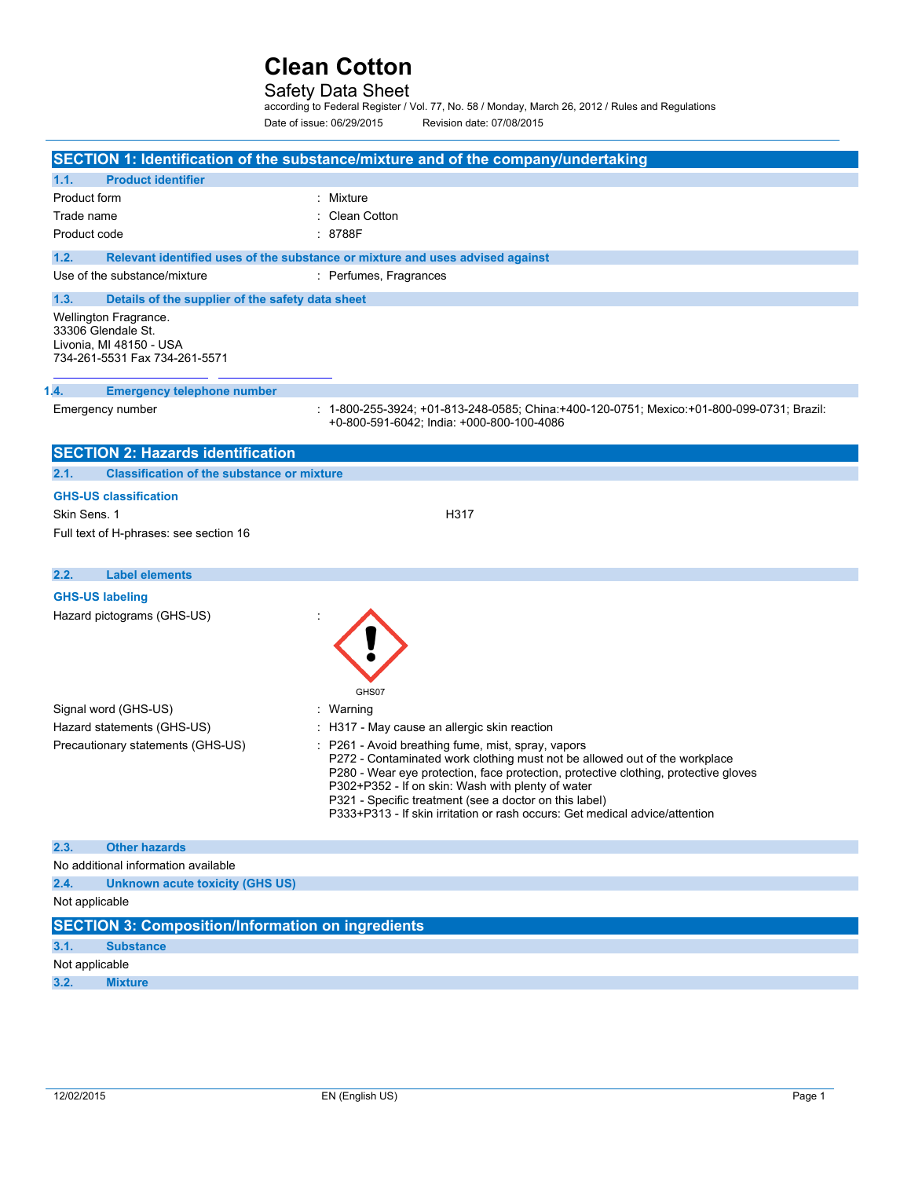# Clean Cotton

## Safety Data Sheet

according to Federal Register / Vol. 77, No. 58 / Monday, March 26, 2012 / Rules and Regulations

Date of issue: 06/29/2015 Revision date: 07/08/2015

## SECTION 1: Identification of the substance/mixture and of the company/undertaking

### 1.1. Product identifier

| | |
|---|---|
| Product form | : Mixture |
| Trade name | : Clean Cotton |
| Product code | : 8788F |

### 1.2. Relevant identified uses of the substance or mixture and uses advised against

| | |
|---|---|
| Use of the substance/mixture | : Perfumes, Fragrances |

### 1.3. Details of the supplier of the safety data sheet

Wellington Fragrance.
33306 Glendale St.
Livonia, MI 48150 - USA
734-261-5531 Fax 734-261-5571

### 1.4. Emergency telephone number

| | |
|---|---|
| Emergency number | : 1-800-255-3924; +01-813-248-0585; China:+400-120-0751; Mexico:+01-800-099-0731; Brazil: +0-800-591-6042; India: +000-800-100-4086 |

## SECTION 2: Hazards identification

### 2.1. Classification of the substance or mixture

**GHS-US classification**

| | |
|---|---|
| Skin Sens. 1 | H317 |

Full text of H-phrases: see section 16

### 2.2. Label elements

**GHS-US labeling**

Hazard pictograms (GHS-US) :

GHS07

| | |
|---|---|
| Signal word (GHS-US) | : Warning |
| Hazard statements (GHS-US) | : H317 - May cause an allergic skin reaction |
| Precautionary statements (GHS-US) | : P261 - Avoid breathing fume, mist, spray, vapors<br>P272 - Contaminated work clothing must not be allowed out of the workplace<br>P280 - Wear eye protection, face protection, protective clothing, protective gloves<br>P302+P352 - If on skin: Wash with plenty of water<br>P321 - Specific treatment (see a doctor on this label)<br>P333+P313 - If skin irritation or rash occurs: Get medical advice/attention |

### 2.3. Other hazards

No additional information available

### 2.4. Unknown acute toxicity (GHS US)

Not applicable

## SECTION 3: Composition/Information on ingredients

### 3.1. Substance

Not applicable

### 3.2. Mixture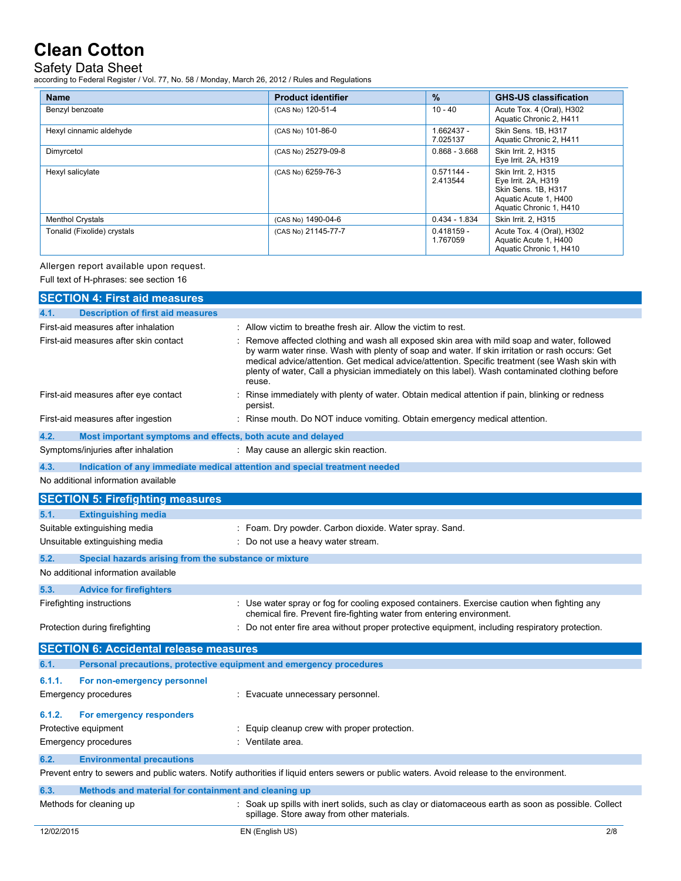| Name | Product identifier | % | GHS-US classification |
|---|---|---|---|
| Benzyl benzoate | (CAS No) 120-51-4 | 10 - 40 | Acute Tox. 4 (Oral), H302<br>Aquatic Chronic 2, H411 |
| Hexyl cinnamic aldehyde | (CAS No) 101-86-0 | 1.662437 - 7.025137 | Skin Sens. 1B, H317<br>Aquatic Chronic 2, H411 |
| Dimyrcetol | (CAS No) 25279-09-8 | 0.868 - 3.668 | Skin Irrit. 2, H315<br>Eye Irrit. 2A, H319 |
| Hexyl salicylate | (CAS No) 6259-76-3 | 0.571144 - 2.413544 | Skin Irrit. 2, H315<br>Eye Irrit. 2A, H319<br>Skin Sens. 1B, H317<br>Aquatic Acute 1, H400<br>Aquatic Chronic 1, H410 |
| Menthol Crystals | (CAS No) 1490-04-6 | 0.434 - 1.834 | Skin Irrit. 2, H315 |
| Tonalid (Fixolide) crystals | (CAS No) 21145-77-7 | 0.418159 - 1.767059 | Acute Tox. 4 (Oral), H302<br>Aquatic Acute 1, H400<br>Aquatic Chronic 1, H410 |

Allergen report available upon request.

Full text of H-phrases: see section 16

## SECTION 4: First aid measures

### 4.1. Description of first aid measures

First-aid measures after inhalation : Allow victim to breathe fresh air. Allow the victim to rest.

First-aid measures after skin contact : Remove affected clothing and wash all exposed skin area with mild soap and water, followed by warm water rinse. Wash with plenty of soap and water. If skin irritation or rash occurs: Get medical advice/attention. Get medical advice/attention. Specific treatment (see Wash skin with plenty of water, Call a physician immediately on this label). Wash contaminated clothing before reuse.

First-aid measures after eye contact : Rinse immediately with plenty of water. Obtain medical attention if pain, blinking or redness persist.

First-aid measures after ingestion : Rinse mouth. Do NOT induce vomiting. Obtain emergency medical attention.

### 4.2. Most important symptoms and effects, both acute and delayed

Symptoms/injuries after inhalation : May cause an allergic skin reaction.

### 4.3. Indication of any immediate medical attention and special treatment needed

No additional information available

## SECTION 5: Firefighting measures

### 5.1. Extinguishing media

Suitable extinguishing media : Foam. Dry powder. Carbon dioxide. Water spray. Sand.

Unsuitable extinguishing media : Do not use a heavy water stream.

### 5.2. Special hazards arising from the substance or mixture

No additional information available

### 5.3. Advice for firefighters

Firefighting instructions : Use water spray or fog for cooling exposed containers. Exercise caution when fighting any chemical fire. Prevent fire-fighting water from entering environment.

Protection during firefighting : Do not enter fire area without proper protective equipment, including respiratory protection.

## SECTION 6: Accidental release measures

### 6.1. Personal precautions, protective equipment and emergency procedures

#### 6.1.1. For non-emergency personnel

Emergency procedures : Evacuate unnecessary personnel.

#### 6.1.2. For emergency responders

Protective equipment : Equip cleanup crew with proper protection.

Emergency procedures : Ventilate area.

### 6.2. Environmental precautions

Prevent entry to sewers and public waters. Notify authorities if liquid enters sewers or public waters. Avoid release to the environment.

### 6.3. Methods and material for containment and cleaning up

Methods for cleaning up : Soak up spills with inert solids, such as clay or diatomaceous earth as soon as possible. Collect spillage. Store away from other materials.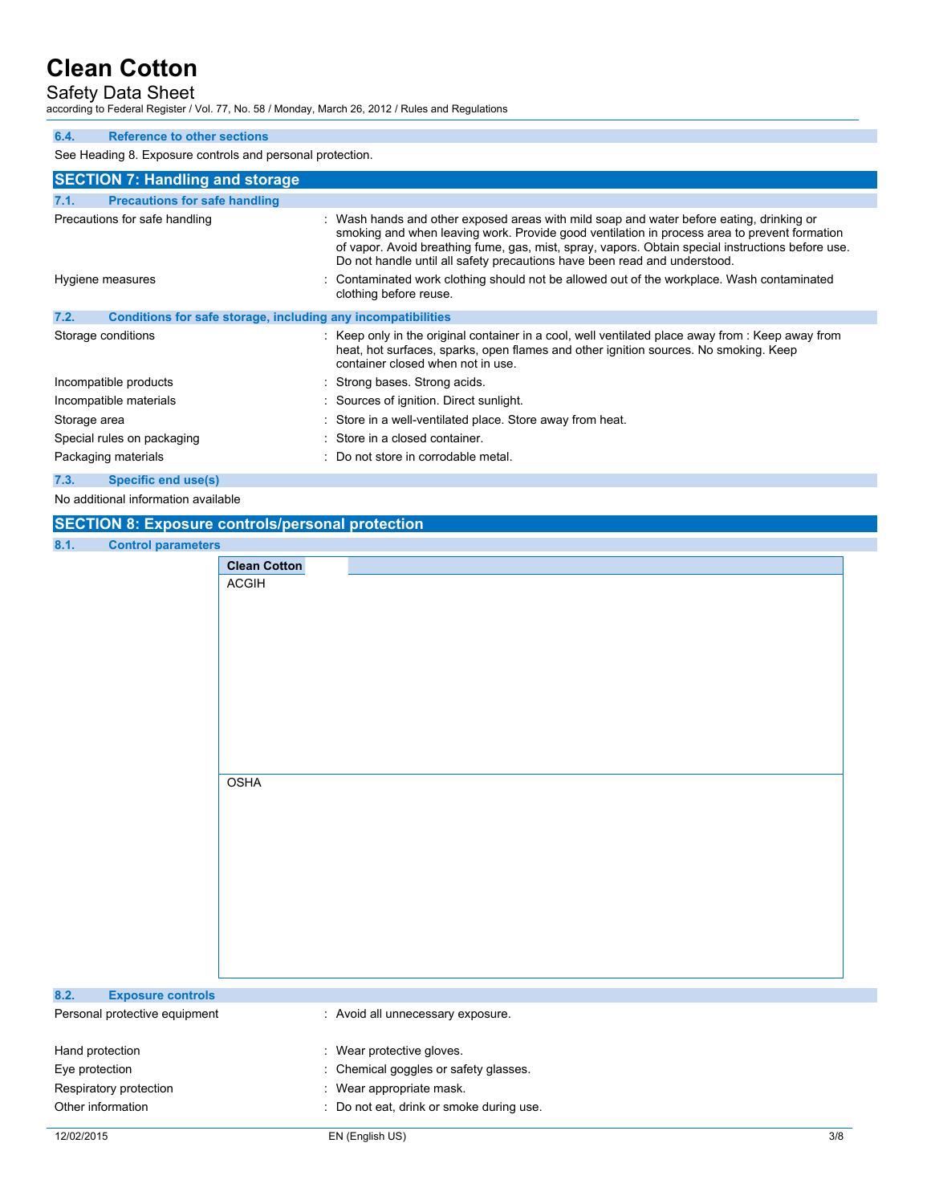### 6.4. Reference to other sections

See Heading 8. Exposure controls and personal protection.

## SECTION 7: Handling and storage

### 7.1. Precautions for safe handling

Precautions for safe handling : Wash hands and other exposed areas with mild soap and water before eating, drinking or smoking and when leaving work. Provide good ventilation in process area to prevent formation of vapor. Avoid breathing fume, gas, mist, spray, vapors. Obtain special instructions before use. Do not handle until all safety precautions have been read and understood.

Hygiene measures : Contaminated work clothing should not be allowed out of the workplace. Wash contaminated clothing before reuse.

### 7.2. Conditions for safe storage, including any incompatibilities

Storage conditions : Keep only in the original container in a cool, well ventilated place away from : Keep away from heat, hot surfaces, sparks, open flames and other ignition sources. No smoking. Keep container closed when not in use.

Incompatible products : Strong bases. Strong acids.

Incompatible materials : Sources of ignition. Direct sunlight.

Storage area : Store in a well-ventilated place. Store away from heat.

Special rules on packaging : Store in a closed container.

Packaging materials : Do not store in corrodable metal.

### 7.3. Specific end use(s)

No additional information available

## SECTION 8: Exposure controls/personal protection

### 8.1. Control parameters

| Clean Cotton | |
|---|---|
| ACGIH | |
| OSHA | |

### 8.2. Exposure controls

Personal protective equipment : Avoid all unnecessary exposure.

Hand protection : Wear protective gloves.

Eye protection : Chemical goggles or safety glasses.

Respiratory protection : Wear appropriate mask.

Other information : Do not eat, drink or smoke during use.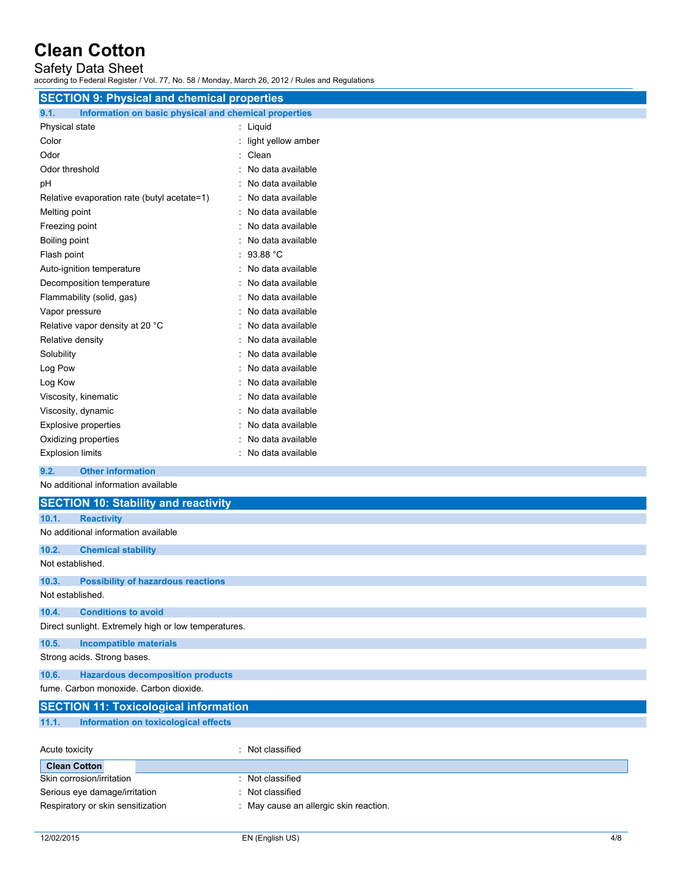## SECTION 9: Physical and chemical properties

### 9.1. Information on basic physical and chemical properties

| Property | Value |
|---|---|
| Physical state | Liquid |
| Color | light yellow amber |
| Odor | Clean |
| Odor threshold | No data available |
| pH | No data available |
| Relative evaporation rate (butyl acetate=1) | No data available |
| Melting point | No data available |
| Freezing point | No data available |
| Boiling point | No data available |
| Flash point | 93.88 °C |
| Auto-ignition temperature | No data available |
| Decomposition temperature | No data available |
| Flammability (solid, gas) | No data available |
| Vapor pressure | No data available |
| Relative vapor density at 20 °C | No data available |
| Relative density | No data available |
| Solubility | No data available |
| Log Pow | No data available |
| Log Kow | No data available |
| Viscosity, kinematic | No data available |
| Viscosity, dynamic | No data available |
| Explosive properties | No data available |
| Oxidizing properties | No data available |
| Explosion limits | No data available |

### 9.2. Other information

No additional information available

## SECTION 10: Stability and reactivity

### 10.1. Reactivity

No additional information available

### 10.2. Chemical stability

Not established.

### 10.3. Possibility of hazardous reactions

Not established.

### 10.4. Conditions to avoid

Direct sunlight. Extremely high or low temperatures.

### 10.5. Incompatible materials

Strong acids. Strong bases.

### 10.6. Hazardous decomposition products

fume. Carbon monoxide. Carbon dioxide.

## SECTION 11: Toxicological information

### 11.1. Information on toxicological effects

Acute toxicity : Not classified

| **Clean Cotton** | |
|---|---|
| Skin corrosion/irritation | Not classified |
| Serious eye damage/irritation | Not classified |
| Respiratory or skin sensitization | May cause an allergic skin reaction. |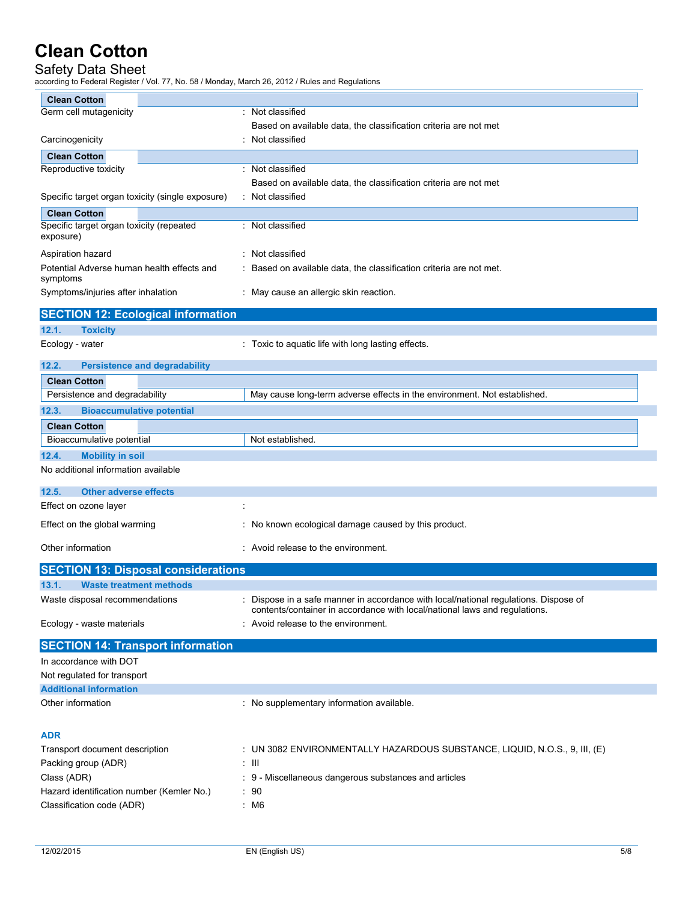| Clean Cotton | |
|---|---|
| Germ cell mutagenicity | : Not classified |
| | Based on available data, the classification criteria are not met |
| Carcinogenicity | : Not classified |

| Clean Cotton | |
|---|---|
| Reproductive toxicity | : Not classified |
| | Based on available data, the classification criteria are not met |
| Specific target organ toxicity (single exposure) | : Not classified |

| Clean Cotton | |
|---|---|
| Specific target organ toxicity (repeated exposure) | : Not classified |
| Aspiration hazard | : Not classified |
| Potential Adverse human health effects and symptoms | : Based on available data, the classification criteria are not met. |
| Symptoms/injuries after inhalation | : May cause an allergic skin reaction. |

## SECTION 12: Ecological information

### 12.1. Toxicity

Ecology - water : Toxic to aquatic life with long lasting effects.

### 12.2. Persistence and degradability

| Clean Cotton | |
|---|---|
| Persistence and degradability | May cause long-term adverse effects in the environment. Not established. |

### 12.3. Bioaccumulative potential

| Clean Cotton | |
|---|---|
| Bioaccumulative potential | Not established. |

### 12.4. Mobility in soil

No additional information available

### 12.5. Other adverse effects

| | |
|---|---|
| Effect on ozone layer | : |
| Effect on the global warming | : No known ecological damage caused by this product. |
| Other information | : Avoid release to the environment. |

## SECTION 13: Disposal considerations

### 13.1. Waste treatment methods

| | |
|---|---|
| Waste disposal recommendations | : Dispose in a safe manner in accordance with local/national regulations. Dispose of contents/container in accordance with local/national laws and regulations. |
| Ecology - waste materials | : Avoid release to the environment. |

## SECTION 14: Transport information

In accordance with DOT

Not regulated for transport

### Additional information

Other information : No supplementary information available.

### ADR

| | |
|---|---|
| Transport document description | : UN 3082 ENVIRONMENTALLY HAZARDOUS SUBSTANCE, LIQUID, N.O.S., 9, III, (E) |
| Packing group (ADR) | : III |
| Class (ADR) | : 9 - Miscellaneous dangerous substances and articles |
| Hazard identification number (Kemler No.) | : 90 |
| Classification code (ADR) | : M6 |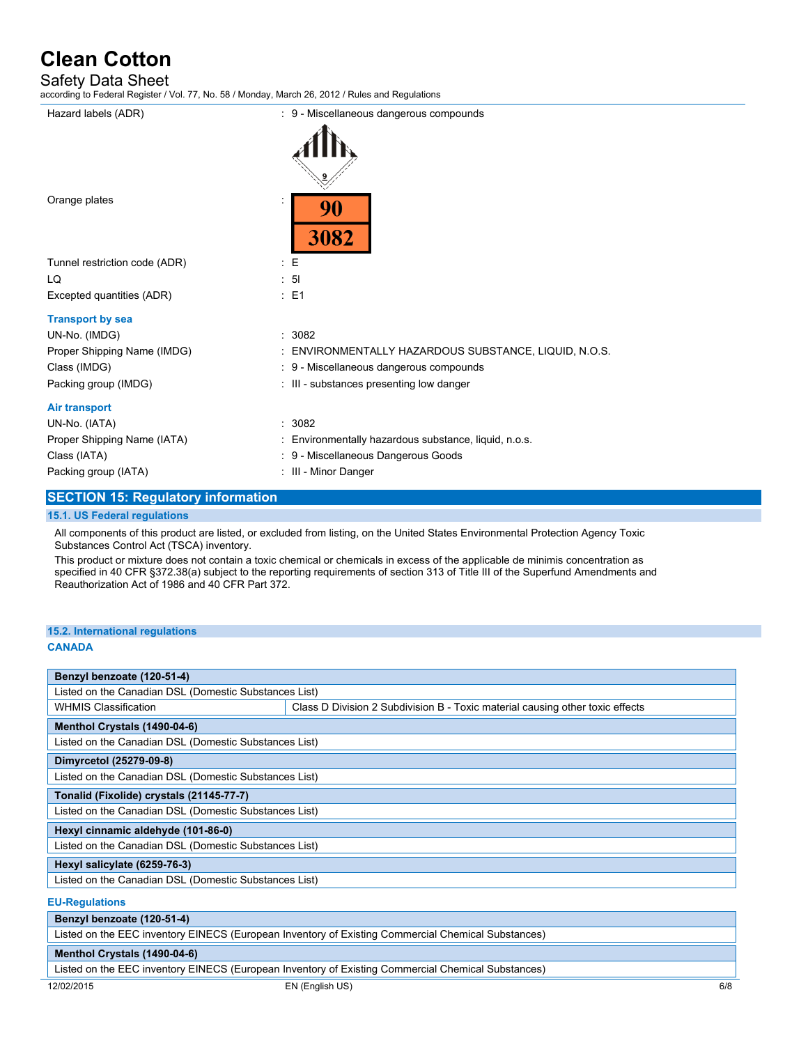Hazard labels (ADR) : 9 - Miscellaneous dangerous compounds

Orange plates :

| 90 |
|---|
| 3082 |

Tunnel restriction code (ADR) : E

LQ : 5l

Excepted quantities (ADR) : E1

**Transport by sea**

UN-No. (IMDG) : 3082

Proper Shipping Name (IMDG) : ENVIRONMENTALLY HAZARDOUS SUBSTANCE, LIQUID, N.O.S.

Class (IMDG) : 9 - Miscellaneous dangerous compounds

Packing group (IMDG) : III - substances presenting low danger

**Air transport**

UN-No. (IATA) : 3082

Proper Shipping Name (IATA) : Environmentally hazardous substance, liquid, n.o.s.

Class (IATA) : 9 - Miscellaneous Dangerous Goods

Packing group (IATA) : III - Minor Danger

## SECTION 15: Regulatory information

### 15.1. US Federal regulations

All components of this product are listed, or excluded from listing, on the United States Environmental Protection Agency Toxic Substances Control Act (TSCA) inventory.

This product or mixture does not contain a toxic chemical or chemicals in excess of the applicable de minimis concentration as specified in 40 CFR §372.38(a) subject to the reporting requirements of section 313 of Title III of the Superfund Amendments and Reauthorization Act of 1986 and 40 CFR Part 372.

### 15.2. International regulations

**CANADA**

| **Benzyl benzoate (120-51-4)** | |
|---|---|
| Listed on the Canadian DSL (Domestic Substances List) | |
| WHMIS Classification | Class D Division 2 Subdivision B - Toxic material causing other toxic effects |

| **Menthol Crystals (1490-04-6)** |
|---|
| Listed on the Canadian DSL (Domestic Substances List) |

| **Dimyrcetol (25279-09-8)** |
|---|
| Listed on the Canadian DSL (Domestic Substances List) |

| **Tonalid (Fixolide) crystals (21145-77-7)** |
|---|
| Listed on the Canadian DSL (Domestic Substances List) |

| **Hexyl cinnamic aldehyde (101-86-0)** |
|---|
| Listed on the Canadian DSL (Domestic Substances List) |

| **Hexyl salicylate (6259-76-3)** |
|---|
| Listed on the Canadian DSL (Domestic Substances List) |

**EU-Regulations**

| **Benzyl benzoate (120-51-4)** |
|---|
| Listed on the EEC inventory EINECS (European Inventory of Existing Commercial Chemical Substances) |

| **Menthol Crystals (1490-04-6)** |
|---|
| Listed on the EEC inventory EINECS (European Inventory of Existing Commercial Chemical Substances) |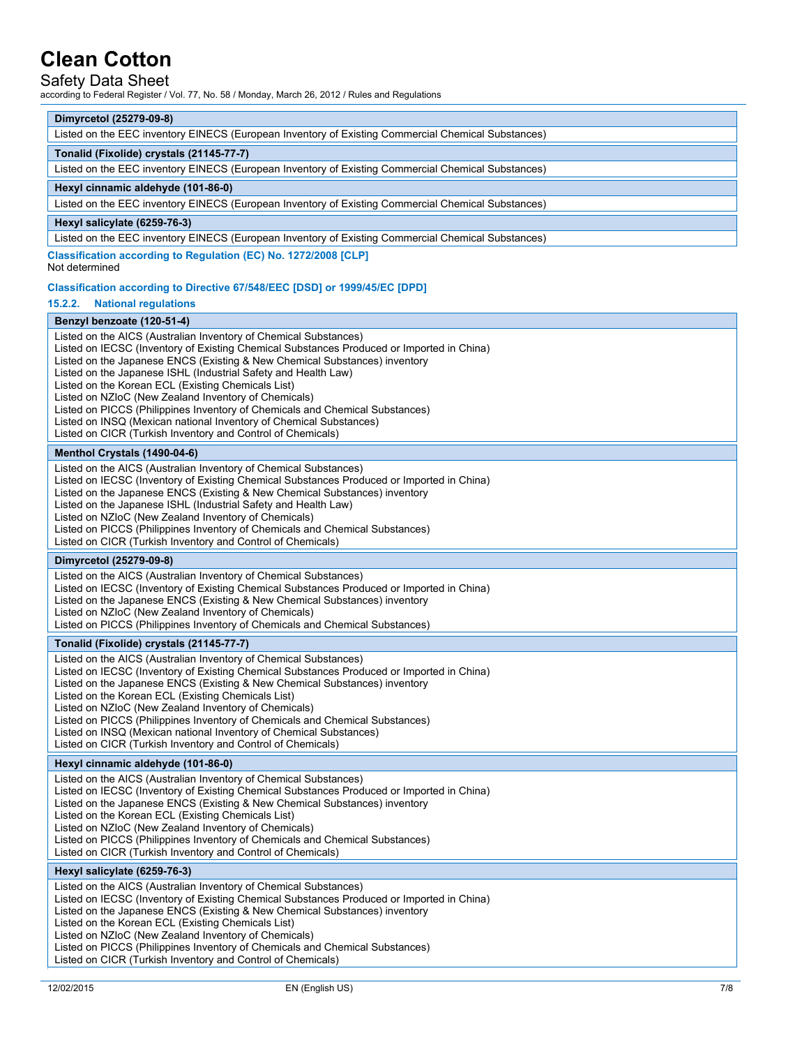| Dimyrcetol (25279-09-8) |
| --- |
| Listed on the EEC inventory EINECS (European Inventory of Existing Commercial Chemical Substances) |

| Tonalid (Fixolide) crystals (21145-77-7) |
| --- |
| Listed on the EEC inventory EINECS (European Inventory of Existing Commercial Chemical Substances) |

| Hexyl cinnamic aldehyde (101-86-0) |
| --- |
| Listed on the EEC inventory EINECS (European Inventory of Existing Commercial Chemical Substances) |

| Hexyl salicylate (6259-76-3) |
| --- |
| Listed on the EEC inventory EINECS (European Inventory of Existing Commercial Chemical Substances) |

**Classification according to Regulation (EC) No. 1272/2008 [CLP]**

Not determined

**Classification according to Directive 67/548/EEC [DSD] or 1999/45/EC [DPD]**

### 15.2.2. National regulations

| Benzyl benzoate (120-51-4) |
| --- |
| Listed on the AICS (Australian Inventory of Chemical Substances)<br>Listed on IECSC (Inventory of Existing Chemical Substances Produced or Imported in China)<br>Listed on the Japanese ENCS (Existing & New Chemical Substances) inventory<br>Listed on the Japanese ISHL (Industrial Safety and Health Law)<br>Listed on the Korean ECL (Existing Chemicals List)<br>Listed on NZIoC (New Zealand Inventory of Chemicals)<br>Listed on PICCS (Philippines Inventory of Chemicals and Chemical Substances)<br>Listed on INSQ (Mexican national Inventory of Chemical Substances)<br>Listed on CICR (Turkish Inventory and Control of Chemicals) |

| Menthol Crystals (1490-04-6) |
| --- |
| Listed on the AICS (Australian Inventory of Chemical Substances)<br>Listed on IECSC (Inventory of Existing Chemical Substances Produced or Imported in China)<br>Listed on the Japanese ENCS (Existing & New Chemical Substances) inventory<br>Listed on the Japanese ISHL (Industrial Safety and Health Law)<br>Listed on NZIoC (New Zealand Inventory of Chemicals)<br>Listed on PICCS (Philippines Inventory of Chemicals and Chemical Substances)<br>Listed on CICR (Turkish Inventory and Control of Chemicals) |

| Dimyrcetol (25279-09-8) |
| --- |
| Listed on the AICS (Australian Inventory of Chemical Substances)<br>Listed on IECSC (Inventory of Existing Chemical Substances Produced or Imported in China)<br>Listed on the Japanese ENCS (Existing & New Chemical Substances) inventory<br>Listed on NZIoC (New Zealand Inventory of Chemicals)<br>Listed on PICCS (Philippines Inventory of Chemicals and Chemical Substances) |

| Tonalid (Fixolide) crystals (21145-77-7) |
| --- |
| Listed on the AICS (Australian Inventory of Chemical Substances)<br>Listed on IECSC (Inventory of Existing Chemical Substances Produced or Imported in China)<br>Listed on the Japanese ENCS (Existing & New Chemical Substances) inventory<br>Listed on the Korean ECL (Existing Chemicals List)<br>Listed on NZIoC (New Zealand Inventory of Chemicals)<br>Listed on PICCS (Philippines Inventory of Chemicals and Chemical Substances)<br>Listed on INSQ (Mexican national Inventory of Chemical Substances)<br>Listed on CICR (Turkish Inventory and Control of Chemicals) |

| Hexyl cinnamic aldehyde (101-86-0) |
| --- |
| Listed on the AICS (Australian Inventory of Chemical Substances)<br>Listed on IECSC (Inventory of Existing Chemical Substances Produced or Imported in China)<br>Listed on the Japanese ENCS (Existing & New Chemical Substances) inventory<br>Listed on the Korean ECL (Existing Chemicals List)<br>Listed on NZIoC (New Zealand Inventory of Chemicals)<br>Listed on PICCS (Philippines Inventory of Chemicals and Chemical Substances)<br>Listed on CICR (Turkish Inventory and Control of Chemicals) |

| Hexyl salicylate (6259-76-3) |
| --- |
| Listed on the AICS (Australian Inventory of Chemical Substances)<br>Listed on IECSC (Inventory of Existing Chemical Substances Produced or Imported in China)<br>Listed on the Japanese ENCS (Existing & New Chemical Substances) inventory<br>Listed on the Korean ECL (Existing Chemicals List)<br>Listed on NZIoC (New Zealand Inventory of Chemicals)<br>Listed on PICCS (Philippines Inventory of Chemicals and Chemical Substances)<br>Listed on CICR (Turkish Inventory and Control of Chemicals) |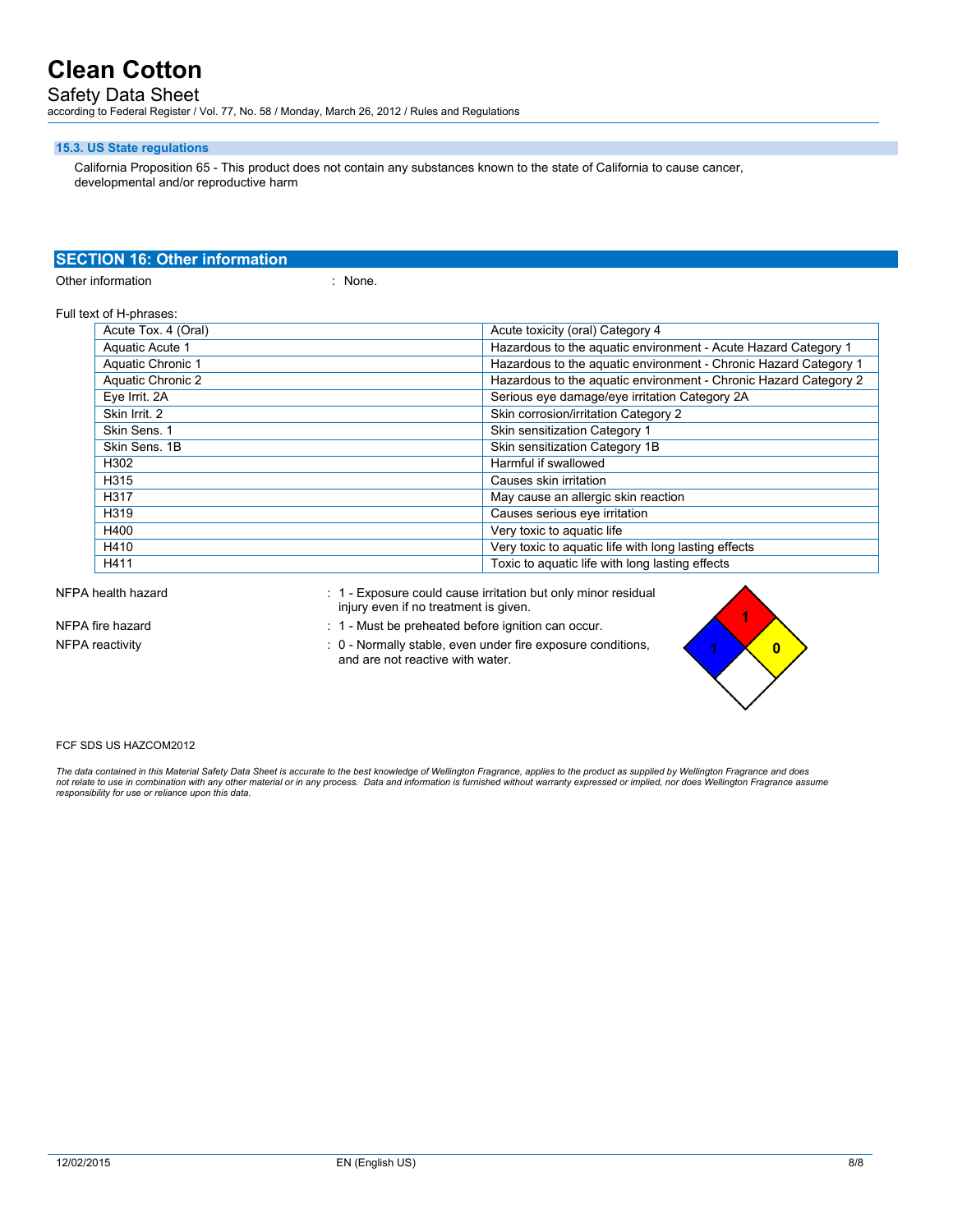### 15.3. US State regulations

California Proposition 65 - This product does not contain any substances known to the state of California to cause cancer, developmental and/or reproductive harm

## SECTION 16: Other information

Other information : None.

Full text of H-phrases:

| | |
|---|---|
| Acute Tox. 4 (Oral) | Acute toxicity (oral) Category 4 |
| Aquatic Acute 1 | Hazardous to the aquatic environment - Acute Hazard Category 1 |
| Aquatic Chronic 1 | Hazardous to the aquatic environment - Chronic Hazard Category 1 |
| Aquatic Chronic 2 | Hazardous to the aquatic environment - Chronic Hazard Category 2 |
| Eye Irrit. 2A | Serious eye damage/eye irritation Category 2A |
| Skin Irrit. 2 | Skin corrosion/irritation Category 2 |
| Skin Sens. 1 | Skin sensitization Category 1 |
| Skin Sens. 1B | Skin sensitization Category 1B |
| H302 | Harmful if swallowed |
| H315 | Causes skin irritation |
| H317 | May cause an allergic skin reaction |
| H319 | Causes serious eye irritation |
| H400 | Very toxic to aquatic life |
| H410 | Very toxic to aquatic life with long lasting effects |
| H411 | Toxic to aquatic life with long lasting effects |

NFPA health hazard : 1 - Exposure could cause irritation but only minor residual injury even if no treatment is given.

NFPA fire hazard : 1 - Must be preheated before ignition can occur.

NFPA reactivity : 0 - Normally stable, even under fire exposure conditions, and are not reactive with water.

1
1
0

FCF SDS US HAZCOM2012

*The data contained in this Material Safety Data Sheet is accurate to the best knowledge of Wellington Fragrance, applies to the product as supplied by Wellington Fragrance and does not relate to use in combination with any other material or in any process. Data and information is furnished without warranty expressed or implied, nor does Wellington Fragrance assume responsibility for use or reliance upon this data.*